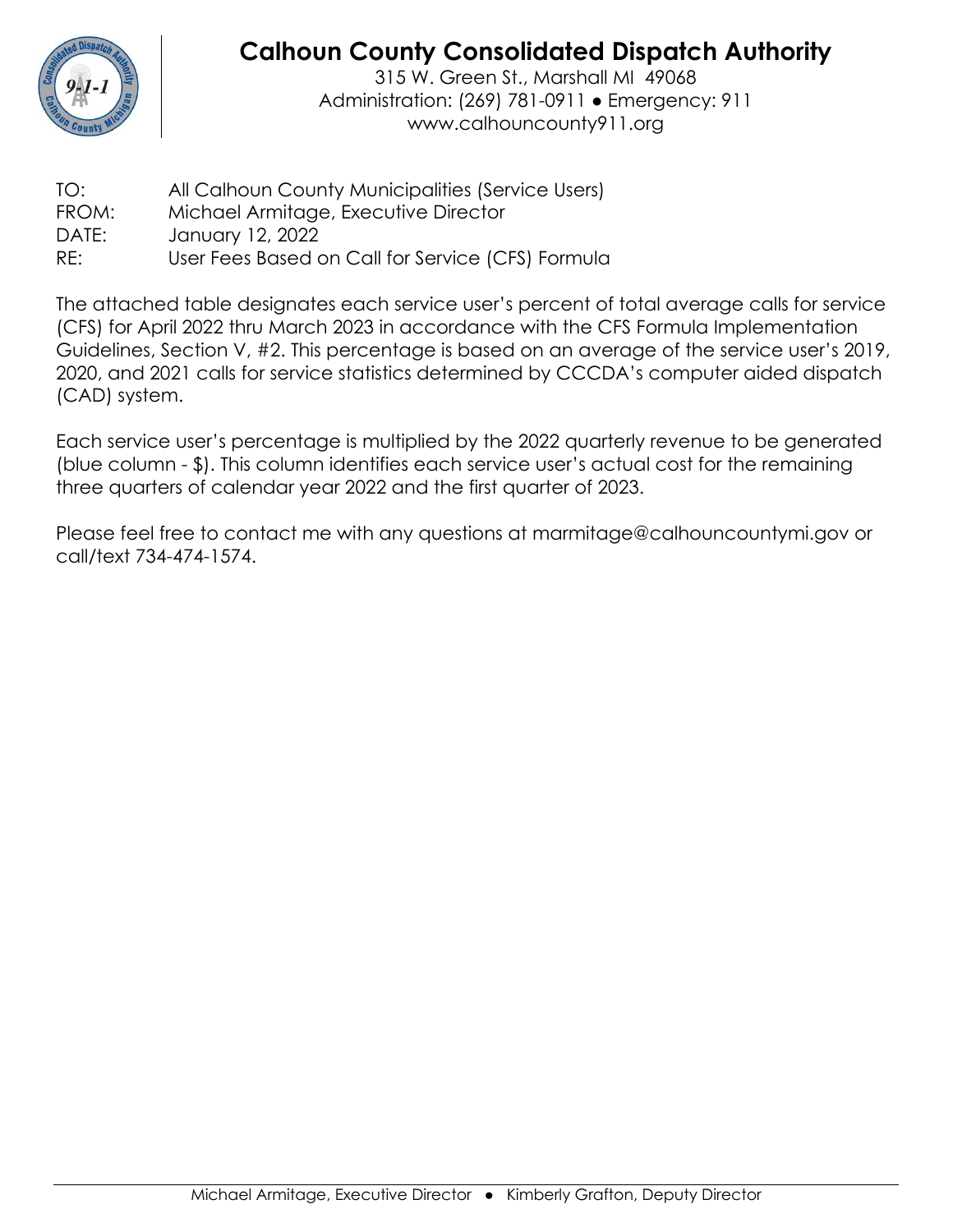# Calhoun County Consolidated Dispatch Authority

315 W. Green St., Marshall MI 49068
Administration: (269) 781-0911 ● Emergency: 911
www.calhouncounty911.org

TO: All Calhoun County Municipalities (Service Users)
FROM: Michael Armitage, Executive Director
DATE: January 12, 2022
RE: User Fees Based on Call for Service (CFS) Formula

The attached table designates each service user's percent of total average calls for service (CFS) for April 2022 thru March 2023 in accordance with the CFS Formula Implementation Guidelines, Section V, #2. This percentage is based on an average of the service user's 2019, 2020, and 2021 calls for service statistics determined by CCCDA's computer aided dispatch (CAD) system.

Each service user's percentage is multiplied by the 2022 quarterly revenue to be generated (blue column - $). This column identifies each service user's actual cost for the remaining three quarters of calendar year 2022 and the first quarter of 2023.

Please feel free to contact me with any questions at marmitage@calhouncountymi.gov or call/text 734-474-1574.

Michael Armitage, Executive Director ● Kimberly Grafton, Deputy Director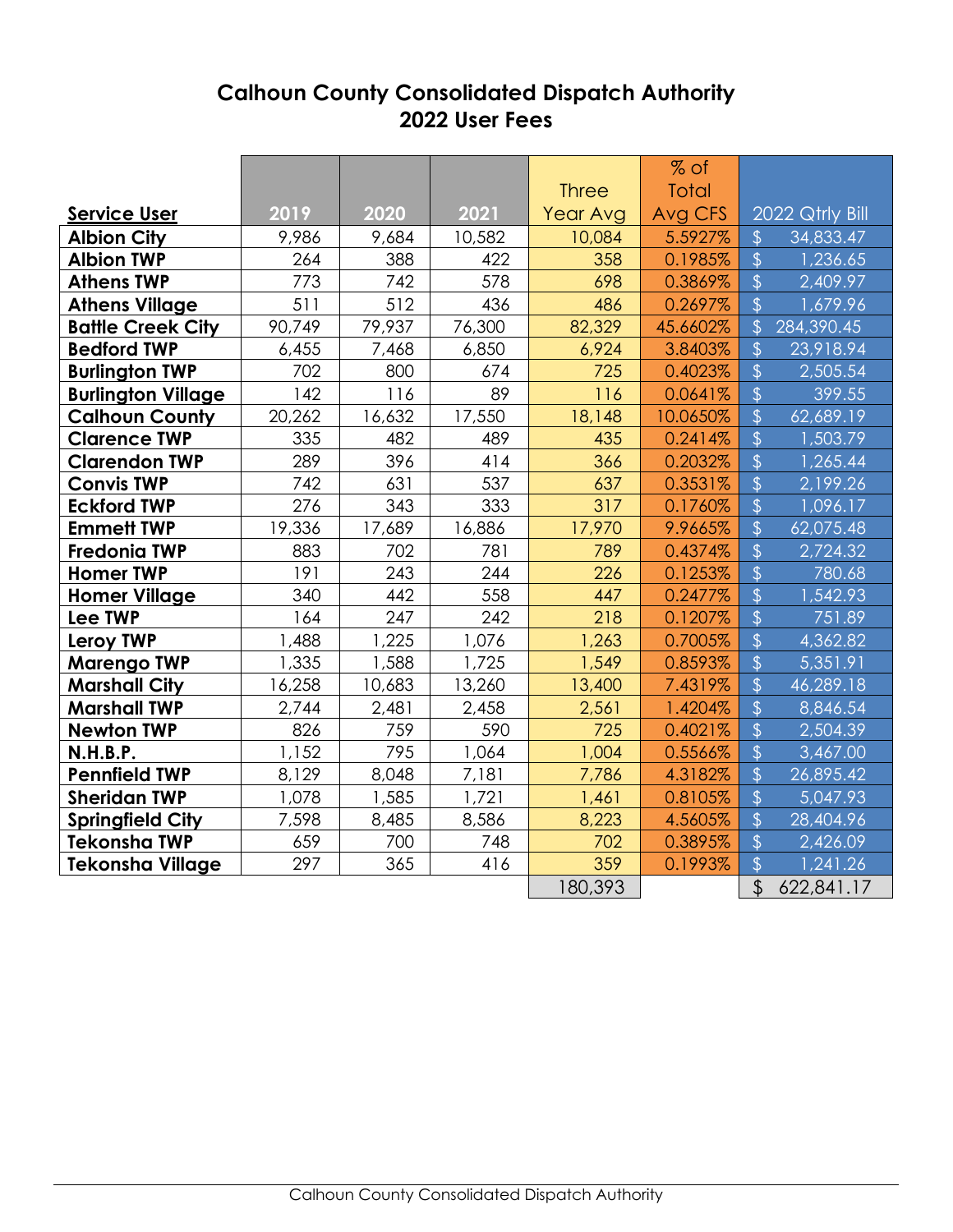# Calhoun County Consolidated Dispatch Authority
## 2022 User Fees

| Service User | 2019 | 2020 | 2021 | Three Year Avg | % of Total Avg CFS | 2022 Qtrly Bill |
|---|---|---|---|---|---|---|
| **Albion City** | 9,986 | 9,684 | 10,582 | 10,084 | 5.5927% | $ 34,833.47 |
| **Albion TWP** | 264 | 388 | 422 | 358 | 0.1985% | $ 1,236.65 |
| **Athens TWP** | 773 | 742 | 578 | 698 | 0.3869% | $ 2,409.97 |
| **Athens Village** | 511 | 512 | 436 | 486 | 0.2697% | $ 1,679.96 |
| **Battle Creek City** | 90,749 | 79,937 | 76,300 | 82,329 | 45.6602% | $ 284,390.45 |
| **Bedford TWP** | 6,455 | 7,468 | 6,850 | 6,924 | 3.8403% | $ 23,918.94 |
| **Burlington TWP** | 702 | 800 | 674 | 725 | 0.4023% | $ 2,505.54 |
| **Burlington Village** | 142 | 116 | 89 | 116 | 0.0641% | $ 399.55 |
| **Calhoun County** | 20,262 | 16,632 | 17,550 | 18,148 | 10.0650% | $ 62,689.19 |
| **Clarence TWP** | 335 | 482 | 489 | 435 | 0.2414% | $ 1,503.79 |
| **Clarendon TWP** | 289 | 396 | 414 | 366 | 0.2032% | $ 1,265.44 |
| **Convis TWP** | 742 | 631 | 537 | 637 | 0.3531% | $ 2,199.26 |
| **Eckford TWP** | 276 | 343 | 333 | 317 | 0.1760% | $ 1,096.17 |
| **Emmett TWP** | 19,336 | 17,689 | 16,886 | 17,970 | 9.9665% | $ 62,075.48 |
| **Fredonia TWP** | 883 | 702 | 781 | 789 | 0.4374% | $ 2,724.32 |
| **Homer TWP** | 191 | 243 | 244 | 226 | 0.1253% | $ 780.68 |
| **Homer Village** | 340 | 442 | 558 | 447 | 0.2477% | $ 1,542.93 |
| **Lee TWP** | 164 | 247 | 242 | 218 | 0.1207% | $ 751.89 |
| **Leroy TWP** | 1,488 | 1,225 | 1,076 | 1,263 | 0.7005% | $ 4,362.82 |
| **Marengo TWP** | 1,335 | 1,588 | 1,725 | 1,549 | 0.8593% | $ 5,351.91 |
| **Marshall City** | 16,258 | 10,683 | 13,260 | 13,400 | 7.4319% | $ 46,289.18 |
| **Marshall TWP** | 2,744 | 2,481 | 2,458 | 2,561 | 1.4204% | $ 8,846.54 |
| **Newton TWP** | 826 | 759 | 590 | 725 | 0.4021% | $ 2,504.39 |
| **N.H.B.P.** | 1,152 | 795 | 1,064 | 1,004 | 0.5566% | $ 3,467.00 |
| **Pennfield TWP** | 8,129 | 8,048 | 7,181 | 7,786 | 4.3182% | $ 26,895.42 |
| **Sheridan TWP** | 1,078 | 1,585 | 1,721 | 1,461 | 0.8105% | $ 5,047.93 |
| **Springfield City** | 7,598 | 8,485 | 8,586 | 8,223 | 4.5605% | $ 28,404.96 |
| **Tekonsha TWP** | 659 | 700 | 748 | 702 | 0.3895% | $ 2,426.09 |
| **Tekonsha Village** | 297 | 365 | 416 | 359 | 0.1993% | $ 1,241.26 |
| | | | | 180,393 | | $ 622,841.17 |